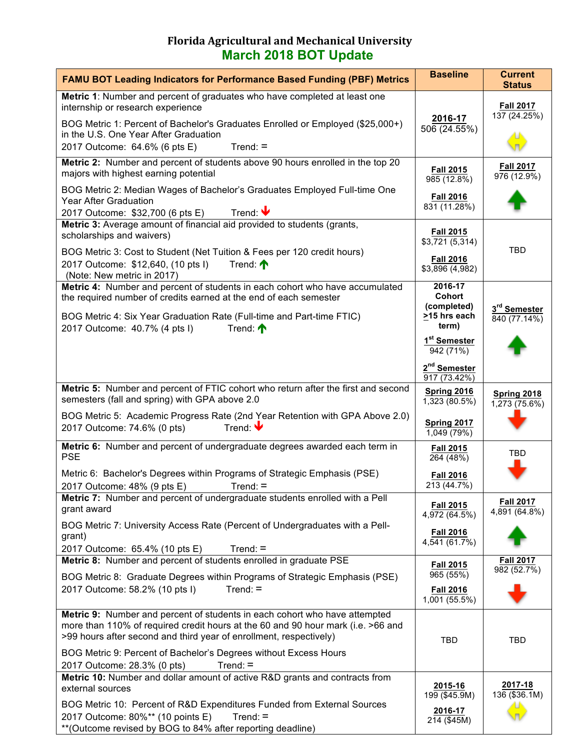# Florida Agricultural and Mechanical University

## March 2018 BOT Update

| FAMU BOT Leading Indicators for Performance Based Funding (PBF) Metrics | Baseline | Current Status |
|---|---|---|
| **Metric 1**: Number and percent of graduates who have completed at least one internship or research experience<br><br>BOG Metric 1: Percent of Bachelor's Graduates Enrolled or Employed ($25,000+) in the U.S. One Year After Graduation<br>2017 Outcome: 64.6% (6 pts E) Trend: = | **2016-17**<br>506 (24.55%) | **Fall 2017**<br>137 (24.25%)<br>↔ |
| **Metric 2:** Number and percent of students above 90 hours enrolled in the top 20 majors with highest earning potential<br><br>BOG Metric 2: Median Wages of Bachelor's Graduates Employed Full-time One Year After Graduation<br>2017 Outcome: $32,700 (6 pts E) Trend: ↓ | **Fall 2015**<br>985 (12.8%)<br><br>**Fall 2016**<br>831 (11.28%) | **Fall 2017**<br>976 (12.9%)<br>↑ |
| **Metric 3:** Average amount of financial aid provided to students (grants, scholarships and waivers)<br><br>BOG Metric 3: Cost to Student (Net Tuition & Fees per 120 credit hours)<br>2017 Outcome: $12,640, (10 pts I) Trend: ↑<br>(Note: New metric in 2017) | **Fall 2015**<br>$3,721 (5,314)<br><br>**Fall 2016**<br>$3,896 (4,982) | TBD |
| **Metric 4:** Number and percent of students in each cohort who have accumulated the required number of credits earned at the end of each semester<br><br>BOG Metric 4: Six Year Graduation Rate (Full-time and Part-time FTIC)<br>2017 Outcome: 40.7% (4 pts I) Trend: ↑ | **2016-17 Cohort (completed) ≥15 hrs each term)**<br><br>**1st Semester**<br>942 (71%)<br><br>**2nd Semester**<br>917 (73.42%) | **3rd Semester**<br>840 (77.14%)<br>↑ |
| **Metric 5:** Number and percent of FTIC cohort who return after the first and second semesters (fall and spring) with GPA above 2.0<br><br>BOG Metric 5: Academic Progress Rate (2nd Year Retention with GPA Above 2.0)<br>2017 Outcome: 74.6% (0 pts) Trend: ↓ | **Spring 2016**<br>1,323 (80.5%)<br><br>**Spring 2017**<br>1,049 (79%) | **Spring 2018**<br>1,273 (75.6%)<br>↓ |
| **Metric 6:** Number and percent of undergraduate degrees awarded each term in PSE<br><br>Metric 6: Bachelor's Degrees within Programs of Strategic Emphasis (PSE)<br>2017 Outcome: 48% (9 pts E) Trend: = | **Fall 2015**<br>264 (48%)<br><br>**Fall 2016**<br>213 (44.7%) | TBD<br>↓ |
| **Metric 7:** Number and percent of undergraduate students enrolled with a Pell grant award<br><br>BOG Metric 7: University Access Rate (Percent of Undergraduates with a Pell-grant)<br>2017 Outcome: 65.4% (10 pts E) Trend: = | **Fall 2015**<br>4,972 (64.5%)<br><br>**Fall 2016**<br>4,541 (61.7%) | **Fall 2017**<br>4,891 (64.8%)<br>↑ |
| **Metric 8:** Number and percent of students enrolled in graduate PSE<br><br>BOG Metric 8: Graduate Degrees within Programs of Strategic Emphasis (PSE)<br>2017 Outcome: 58.2% (10 pts I) Trend: = | **Fall 2015**<br>965 (55%)<br><br>**Fall 2016**<br>1,001 (55.5%) | **Fall 2017**<br>982 (52.7%)<br>↓ |
| **Metric 9:** Number and percent of students in each cohort who have attempted more than 110% of required credit hours at the 60 and 90 hour mark (i.e. >66 and >99 hours after second and third year of enrollment, respectively)<br><br>BOG Metric 9: Percent of Bachelor's Degrees without Excess Hours<br>2017 Outcome: 28.3% (0 pts) Trend: = | TBD | TBD |
| **Metric 10:** Number and dollar amount of active R&D grants and contracts from external sources<br><br>BOG Metric 10: Percent of R&D Expenditures Funded from External Sources<br>2017 Outcome: 80%** (10 points E) Trend: =<br>**(Outcome revised by BOG to 84% after reporting deadline) | **2015-16**<br>199 ($45.9M)<br><br>**2016-17**<br>214 ($45M) | **2017-18**<br>136 ($36.1M)<br>↔ |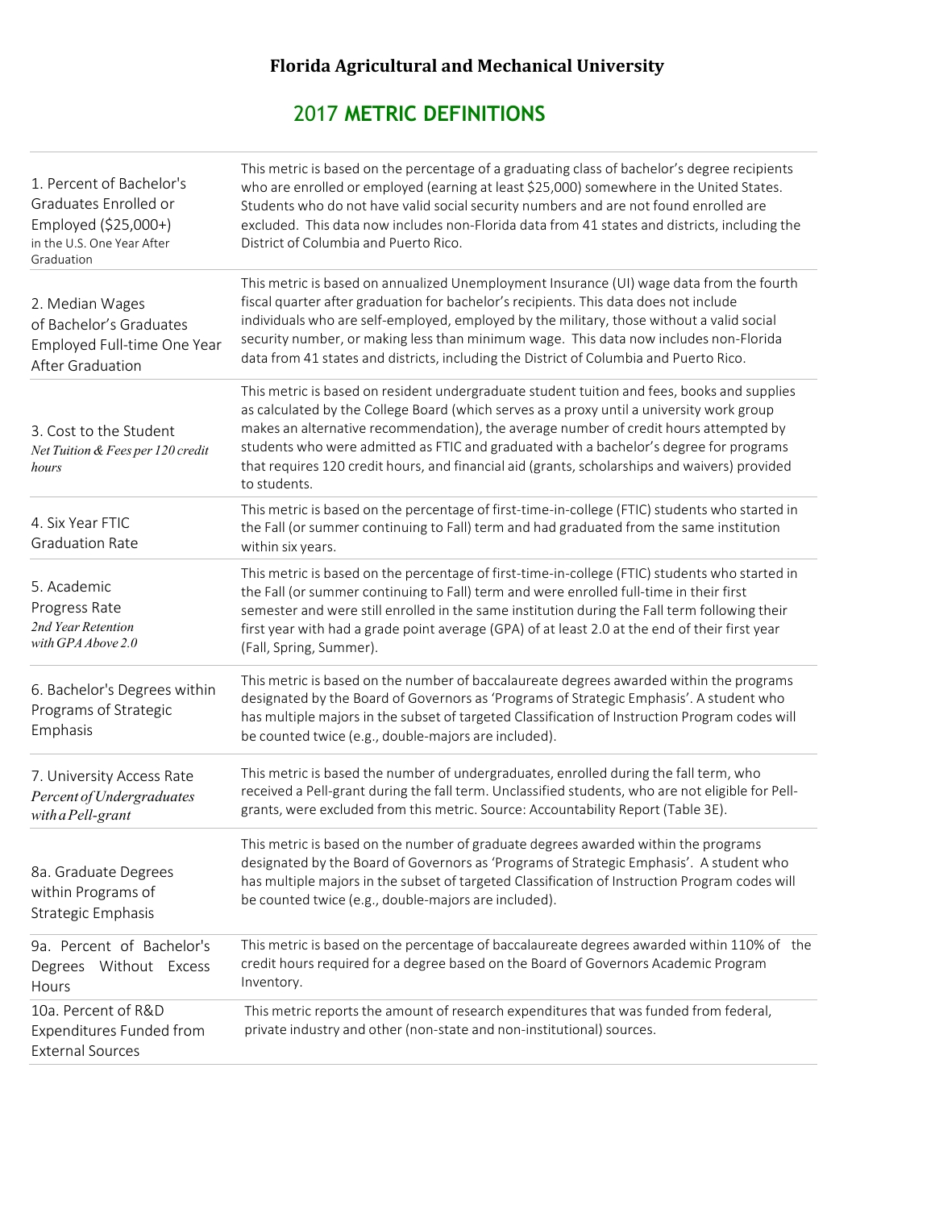**Florida Agricultural and Mechanical University**

## 2017 **METRIC DEFINITIONS**

| | |
|---|---|
| 1. Percent of Bachelor's Graduates Enrolled or Employed ($25,000+) in the U.S. One Year After Graduation | This metric is based on the percentage of a graduating class of bachelor's degree recipients who are enrolled or employed (earning at least $25,000) somewhere in the United States. Students who do not have valid social security numbers and are not found enrolled are excluded. This data now includes non-Florida data from 41 states and districts, including the District of Columbia and Puerto Rico. |
| 2. Median Wages of Bachelor's Graduates Employed Full-time One Year After Graduation | This metric is based on annualized Unemployment Insurance (UI) wage data from the fourth fiscal quarter after graduation for bachelor's recipients. This data does not include individuals who are self-employed, employed by the military, those without a valid social security number, or making less than minimum wage. This data now includes non-Florida data from 41 states and districts, including the District of Columbia and Puerto Rico. |
| 3. Cost to the Student *Net Tuition & Fees per 120 credit hours* | This metric is based on resident undergraduate student tuition and fees, books and supplies as calculated by the College Board (which serves as a proxy until a university work group makes an alternative recommendation), the average number of credit hours attempted by students who were admitted as FTIC and graduated with a bachelor's degree for programs that requires 120 credit hours, and financial aid (grants, scholarships and waivers) provided to students. |
| 4. Six Year FTIC Graduation Rate | This metric is based on the percentage of first-time-in-college (FTIC) students who started in the Fall (or summer continuing to Fall) term and had graduated from the same institution within six years. |
| 5. Academic Progress Rate *2nd Year Retention with GPA Above 2.0* | This metric is based on the percentage of first-time-in-college (FTIC) students who started in the Fall (or summer continuing to Fall) term and were enrolled full-time in their first semester and were still enrolled in the same institution during the Fall term following their first year with had a grade point average (GPA) of at least 2.0 at the end of their first year (Fall, Spring, Summer). |
| 6. Bachelor's Degrees within Programs of Strategic Emphasis | This metric is based on the number of baccalaureate degrees awarded within the programs designated by the Board of Governors as 'Programs of Strategic Emphasis'. A student who has multiple majors in the subset of targeted Classification of Instruction Program codes will be counted twice (e.g., double-majors are included). |
| 7. University Access Rate *Percent of Undergraduates with a Pell-grant* | This metric is based the number of undergraduates, enrolled during the fall term, who received a Pell-grant during the fall term. Unclassified students, who are not eligible for Pell-grants, were excluded from this metric. Source: Accountability Report (Table 3E). |
| 8a. Graduate Degrees within Programs of Strategic Emphasis | This metric is based on the number of graduate degrees awarded within the programs designated by the Board of Governors as 'Programs of Strategic Emphasis'. A student who has multiple majors in the subset of targeted Classification of Instruction Program codes will be counted twice (e.g., double-majors are included). |
| 9a. Percent of Bachelor's Degrees Without Excess Hours | This metric is based on the percentage of baccalaureate degrees awarded within 110% of the credit hours required for a degree based on the Board of Governors Academic Program Inventory. |
| 10a. Percent of R&D Expenditures Funded from External Sources | This metric reports the amount of research expenditures that was funded from federal, private industry and other (non-state and non-institutional) sources. |